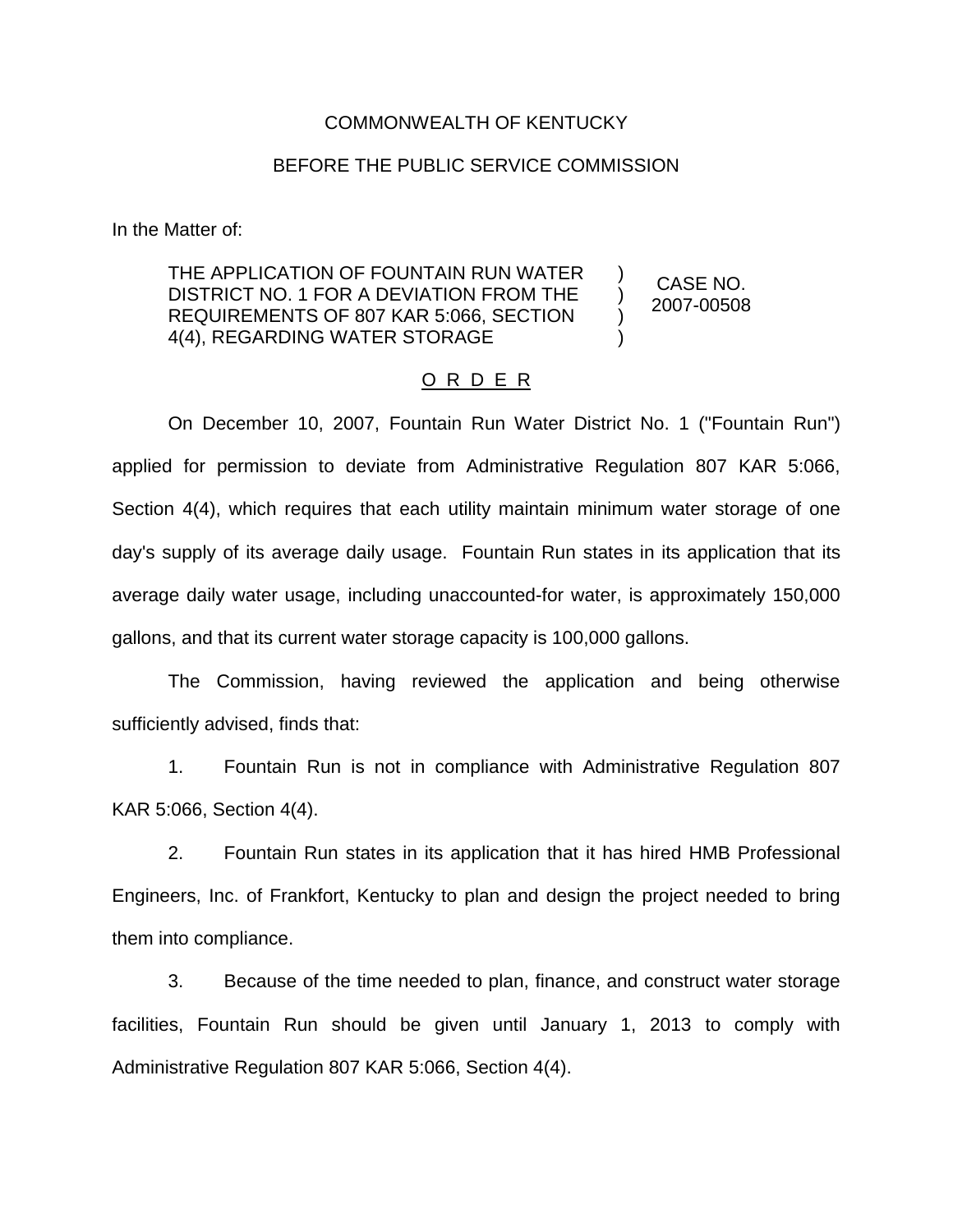COMMONWEALTH OF KENTUCKY

BEFORE THE PUBLIC SERVICE COMMISSION

In the Matter of:

| | | |
|---|---|---|
| THE APPLICATION OF FOUNTAIN RUN WATER DISTRICT NO. 1 FOR A DEVIATION FROM THE REQUIREMENTS OF 807 KAR 5:066, SECTION 4(4), REGARDING WATER STORAGE | ) ) ) ) | CASE NO. 2007-00508 |

O R D E R

On December 10, 2007, Fountain Run Water District No. 1 ("Fountain Run") applied for permission to deviate from Administrative Regulation 807 KAR 5:066, Section 4(4), which requires that each utility maintain minimum water storage of one day's supply of its average daily usage. Fountain Run states in its application that its average daily water usage, including unaccounted-for water, is approximately 150,000 gallons, and that its current water storage capacity is 100,000 gallons.

The Commission, having reviewed the application and being otherwise sufficiently advised, finds that:

1. Fountain Run is not in compliance with Administrative Regulation 807 KAR 5:066, Section 4(4).

2. Fountain Run states in its application that it has hired HMB Professional Engineers, Inc. of Frankfort, Kentucky to plan and design the project needed to bring them into compliance.

3. Because of the time needed to plan, finance, and construct water storage facilities, Fountain Run should be given until January 1, 2013 to comply with Administrative Regulation 807 KAR 5:066, Section 4(4).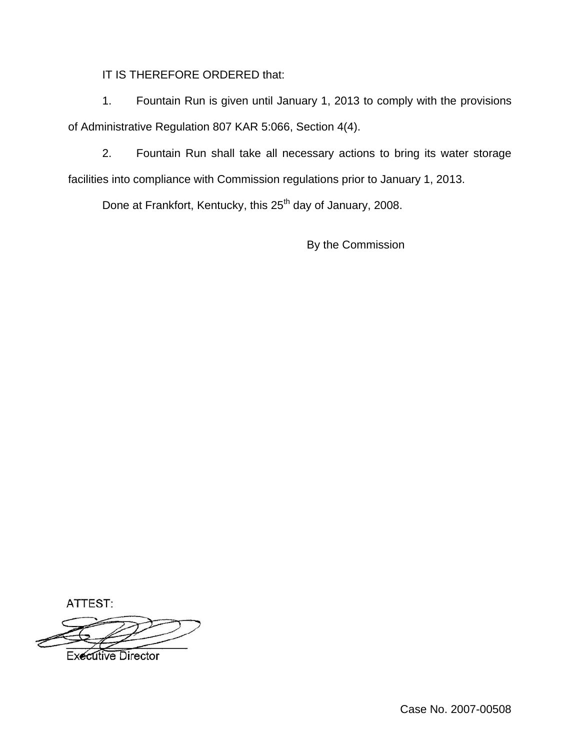IT IS THEREFORE ORDERED that:

1. Fountain Run is given until January 1, 2013 to comply with the provisions of Administrative Regulation 807 KAR 5:066, Section 4(4).

2. Fountain Run shall take all necessary actions to bring its water storage facilities into compliance with Commission regulations prior to January 1, 2013.

Done at Frankfort, Kentucky, this 25th day of January, 2008.

By the Commission

ATTEST:

Executive Director

Case No. 2007-00508